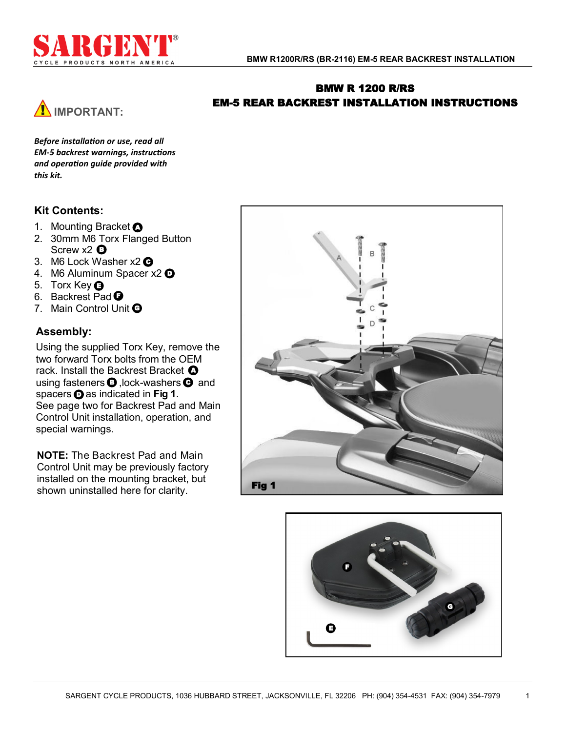# BMW R 1200 R/RS
# EM-5 REAR BACKREST INSTALLATION INSTRUCTIONS

## ⚠ IMPORTANT:

***Before installation or use, read all EM-5 backrest warnings, instructions and operation guide provided with this kit.***

### Kit Contents:

1. Mounting Bracket **A**
2. 30mm M6 Torx Flanged Button Screw x2 **B**
3. M6 Lock Washer x2 **C**
4. M6 Aluminum Spacer x2 **D**
5. Torx Key **E**
6. Backrest Pad **F**
7. Main Control Unit **G**

### Assembly:

Using the supplied Torx Key, remove the two forward Torx bolts from the OEM rack. Install the Backrest Bracket **A** using fasteners **B**, lock-washers **C** and spacers **D** as indicated in **Fig 1**.
See page two for Backrest Pad and Main Control Unit installation, operation, and special warnings.

**NOTE:** The Backrest Pad and Main Control Unit may be previously factory installed on the mounting bracket, but shown uninstalled here for clarity.

**Fig 1**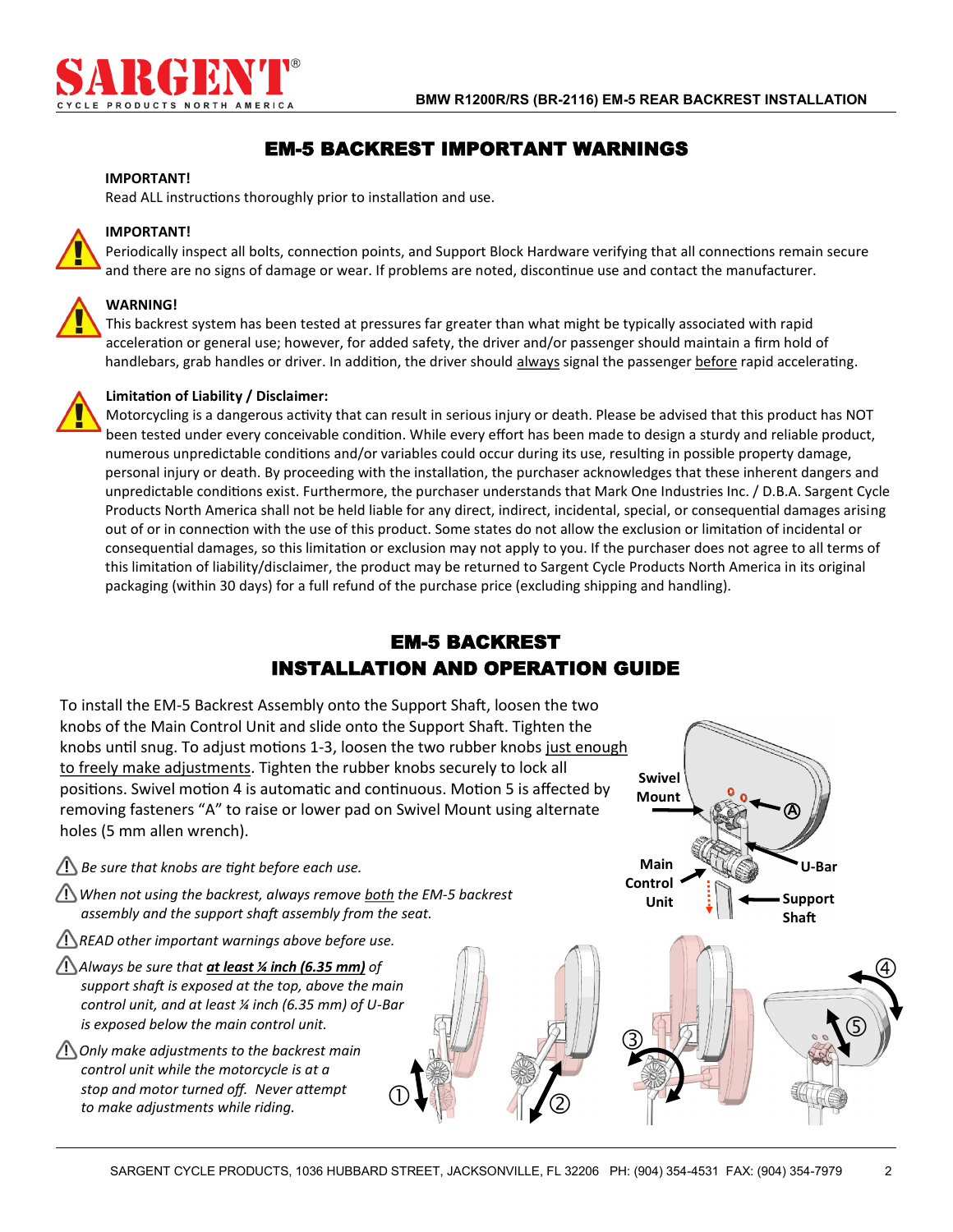## EM-5 BACKREST IMPORTANT WARNINGS

**IMPORTANT!**
Read ALL instructions thoroughly prior to installation and use.

**IMPORTANT!**
Periodically inspect all bolts, connection points, and Support Block Hardware verifying that all connections remain secure and there are no signs of damage or wear. If problems are noted, discontinue use and contact the manufacturer.

**WARNING!**
This backrest system has been tested at pressures far greater than what might be typically associated with rapid acceleration or general use; however, for added safety, the driver and/or passenger should maintain a firm hold of handlebars, grab handles or driver. In addition, the driver should always signal the passenger before rapid accelerating.

**Limitation of Liability / Disclaimer:**
Motorcycling is a dangerous activity that can result in serious injury or death. Please be advised that this product has NOT been tested under every conceivable condition. While every effort has been made to design a sturdy and reliable product, numerous unpredictable conditions and/or variables could occur during its use, resulting in possible property damage, personal injury or death. By proceeding with the installation, the purchaser acknowledges that these inherent dangers and unpredictable conditions exist. Furthermore, the purchaser understands that Mark One Industries Inc. / D.B.A. Sargent Cycle Products North America shall not be held liable for any direct, indirect, incidental, special, or consequential damages arising out of or in connection with the use of this product. Some states do not allow the exclusion or limitation of incidental or consequential damages, so this limitation or exclusion may not apply to you. If the purchaser does not agree to all terms of this limitation of liability/disclaimer, the product may be returned to Sargent Cycle Products North America in its original packaging (within 30 days) for a full refund of the purchase price (excluding shipping and handling).

## EM-5 BACKREST INSTALLATION AND OPERATION GUIDE

To install the EM-5 Backrest Assembly onto the Support Shaft, loosen the two knobs of the Main Control Unit and slide onto the Support Shaft. Tighten the knobs until snug. To adjust motions 1-3, loosen the two rubber knobs just enough to freely make adjustments. Tighten the rubber knobs securely to lock all positions. Swivel motion 4 is automatic and continuous. Motion 5 is affected by removing fasteners "A" to raise or lower pad on Swivel Mount using alternate holes (5 mm allen wrench).

Swivel Mount
A
Main Control Unit
U-Bar
Support Shaft

- ⚠ *Be sure that knobs are tight before each use.*
- ⚠ *When not using the backrest, always remove both the EM-5 backrest assembly and the support shaft assembly from the seat.*
- ⚠ *READ other important warnings above before use.*
- ⚠ *Always be sure that **at least ¼ inch (6.35 mm)** of support shaft is exposed at the top, above the main control unit, and at least ¼ inch (6.35 mm) of U-Bar is exposed below the main control unit.*
- ⚠ *Only make adjustments to the backrest main control unit while the motorcycle is at a stop and motor turned off. Never attempt to make adjustments while riding.*

① ② ③ ④ ⑤